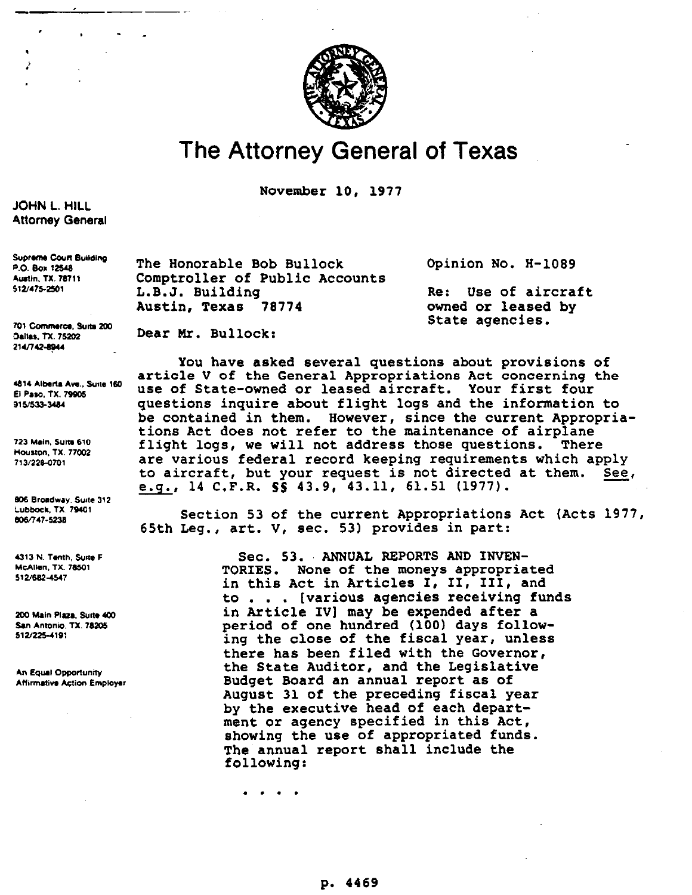# The Attorney General of Texas

November 10, 1977

JOHN L. HILL
Attorney General

Supreme Court Building
P.O. Box 12548
Austin, TX. 78711
512/475-2501

701 Commerce, Suite 200
Dallas, TX. 75202
214/742-8944

4814 Alberta Ave., Suite 160
El Paso, TX. 79905
915/533-3484

723 Main, Suite 610
Houston, TX. 77002
713/228-0701

806 Broadway, Suite 312
Lubbock, TX. 79401
806/747-5238

4313 N. Tenth, Suite F
McAllen, TX. 78501
512/682-4547

200 Main Plaza, Suite 400
San Antonio, TX. 78205
512/225-4191

An Equal Opportunity
Affirmative Action Employer

The Honorable Bob Bullock
Comptroller of Public Accounts
L.B.J. Building
Austin, Texas 78774

Opinion No. H-1089

Re: Use of aircraft owned or leased by State agencies.

Dear Mr. Bullock:

You have asked several questions about provisions of article V of the General Appropriations Act concerning the use of State-owned or leased aircraft. Your first four questions inquire about flight logs and the information to be contained in them. However, since the current Appropriations Act does not refer to the maintenance of airplane flight logs, we will not address those questions. There are various federal record keeping requirements which apply to aircraft, but your request is not directed at them. See, e.g., 14 C.F.R. §§ 43.9, 43.11, 61.51 (1977).

Section 53 of the current Appropriations Act (Acts 1977, 65th Leg., art. V, sec. 53) provides in part:

> Sec. 53. ANNUAL REPORTS AND INVENTORIES. None of the moneys appropriated in this Act in Articles I, II, III, and to . . . [various agencies receiving funds in Article IV] may be expended after a period of one hundred (100) days following the close of the fiscal year, unless there has been filed with the Governor, the State Auditor, and the Legislative Budget Board an annual report as of August 31 of the preceding fiscal year by the executive head of each department or agency specified in this Act, showing the use of appropriated funds. The annual report shall include the following:
>
> . . . .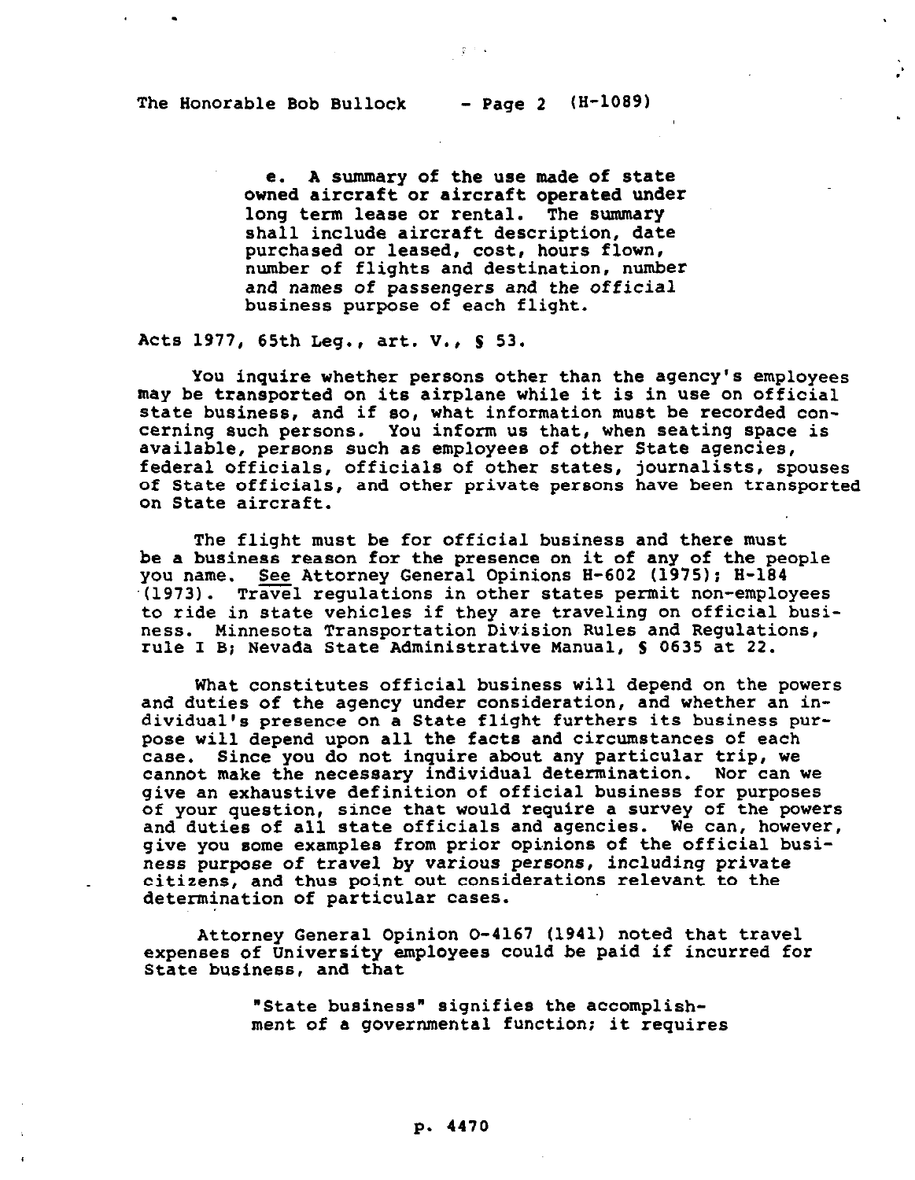> e. A summary of the use made of state owned aircraft or aircraft operated under long term lease or rental. The summary shall include aircraft description, date purchased or leased, cost, hours flown, number of flights and destination, number and names of passengers and the official business purpose of each flight.

Acts 1977, 65th Leg., art. V., § 53.

You inquire whether persons other than the agency's employees may be transported on its airplane while it is in use on official state business, and if so, what information must be recorded concerning such persons. You inform us that, when seating space is available, persons such as employees of other State agencies, federal officials, officials of other states, journalists, spouses of State officials, and other private persons have been transported on State aircraft.

The flight must be for official business and there must be a business reason for the presence on it of any of the people you name. See Attorney General Opinions H-602 (1975); H-184 (1973). Travel regulations in other states permit non-employees to ride in state vehicles if they are traveling on official business. Minnesota Transportation Division Rules and Regulations, rule I B; Nevada State Administrative Manual, § 0635 at 22.

What constitutes official business will depend on the powers and duties of the agency under consideration, and whether an individual's presence on a State flight furthers its business purpose will depend upon all the facts and circumstances of each case. Since you do not inquire about any particular trip, we cannot make the necessary individual determination. Nor can we give an exhaustive definition of official business for purposes of your question, since that would require a survey of the powers and duties of all state officials and agencies. We can, however, give you some examples from prior opinions of the official business purpose of travel by various persons, including private citizens, and thus point out considerations relevant to the determination of particular cases.

Attorney General Opinion O-4167 (1941) noted that travel expenses of University employees could be paid if incurred for State business, and that

> "State business" signifies the accomplishment of a governmental function; it requires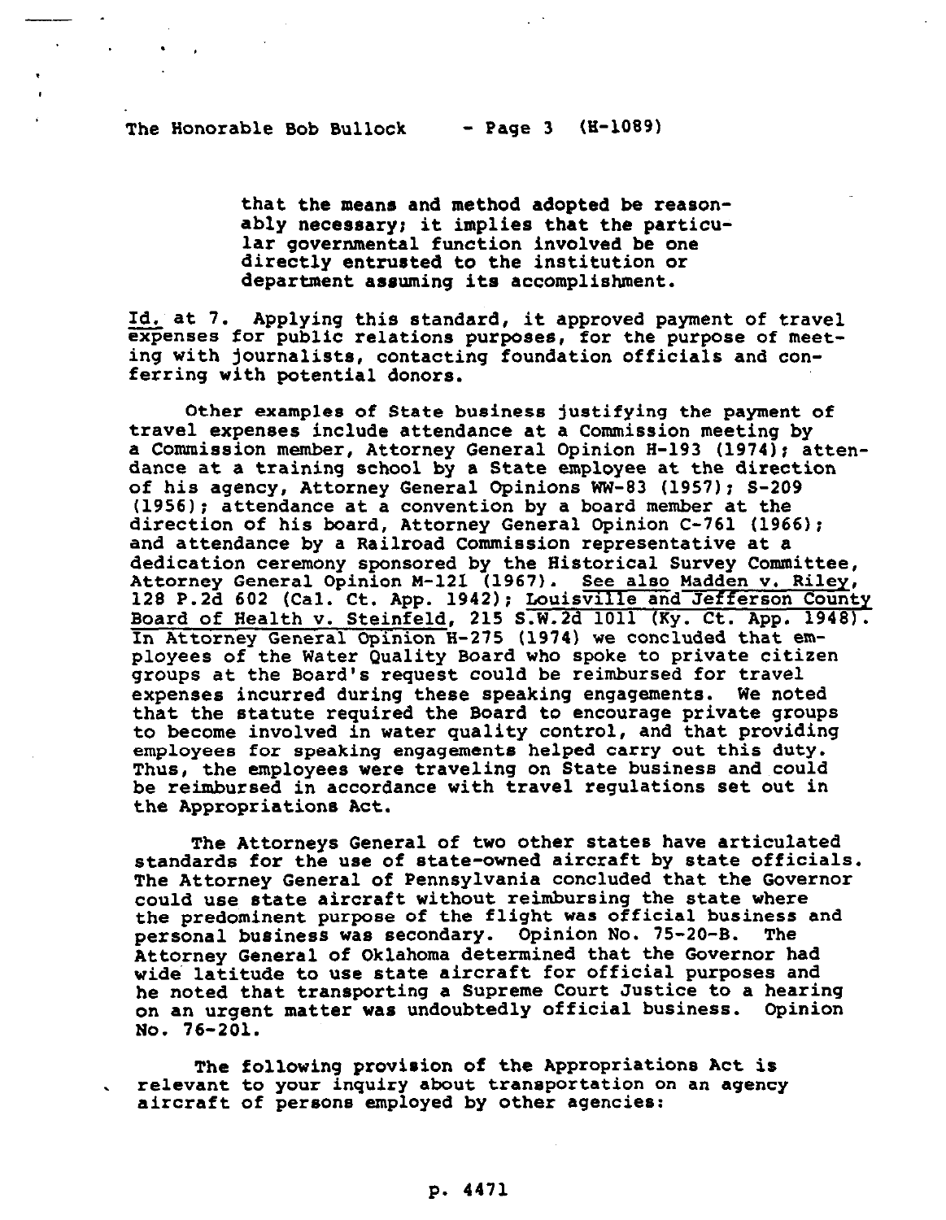that the means and method adopted be reasonably necessary; it implies that the particular governmental function involved be one directly entrusted to the institution or department assuming its accomplishment.

Id. at 7. Applying this standard, it approved payment of travel expenses for public relations purposes, for the purpose of meeting with journalists, contacting foundation officials and conferring with potential donors.

Other examples of State business justifying the payment of travel expenses include attendance at a Commission meeting by a Commission member, Attorney General Opinion H-193 (1974); attendance at a training school by a State employee at the direction of his agency, Attorney General Opinions WW-83 (1957); S-209 (1956); attendance at a convention by a board member at the direction of his board, Attorney General Opinion C-761 (1966); and attendance by a Railroad Commission representative at a dedication ceremony sponsored by the Historical Survey Committee, Attorney General Opinion M-121 (1967). See also Madden v. Riley, 128 P.2d 602 (Cal. Ct. App. 1942); Louisville and Jefferson County Board of Health v. Steinfeld, 215 S.W.2d 1011 (Ky. Ct. App. 1948). In Attorney General Opinion H-275 (1974) we concluded that employees of the Water Quality Board who spoke to private citizen groups at the Board's request could be reimbursed for travel expenses incurred during these speaking engagements. We noted that the statute required the Board to encourage private groups to become involved in water quality control, and that providing employees for speaking engagements helped carry out this duty. Thus, the employees were traveling on State business and could be reimbursed in accordance with travel regulations set out in the Appropriations Act.

The Attorneys General of two other states have articulated standards for the use of state-owned aircraft by state officials. The Attorney General of Pennsylvania concluded that the Governor could use state aircraft without reimbursing the state where the predominent purpose of the flight was official business and personal business was secondary. Opinion No. 75-20-B. The Attorney General of Oklahoma determined that the Governor had wide latitude to use state aircraft for official purposes and he noted that transporting a Supreme Court Justice to a hearing on an urgent matter was undoubtedly official business. Opinion No. 76-201.

The following provision of the Appropriations Act is relevant to your inquiry about transportation on an agency aircraft of persons employed by other agencies: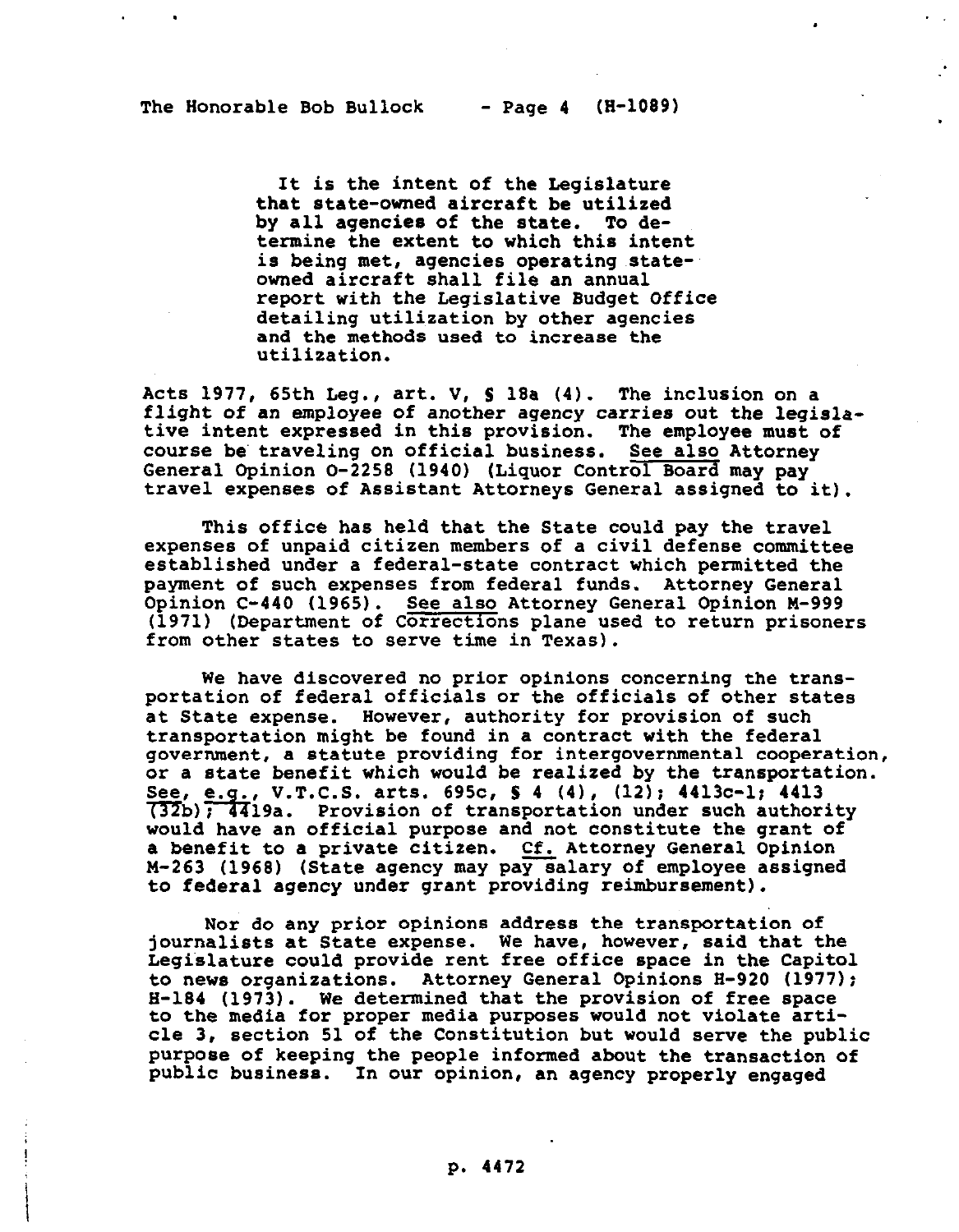It is the intent of the Legislature that state-owned aircraft be utilized by all agencies of the state. To determine the extent to which this intent is being met, agencies operating state-owned aircraft shall file an annual report with the Legislative Budget Office detailing utilization by other agencies and the methods used to increase the utilization.

Acts 1977, 65th Leg., art. V, § 18a (4). The inclusion on a flight of an employee of another agency carries out the legislative intent expressed in this provision. The employee must of course be traveling on official business. See also Attorney General Opinion O-2258 (1940) (Liquor Control Board may pay travel expenses of Assistant Attorneys General assigned to it).

This office has held that the State could pay the travel expenses of unpaid citizen members of a civil defense committee established under a federal-state contract which permitted the payment of such expenses from federal funds. Attorney General Opinion C-440 (1965). See also Attorney General Opinion M-999 (1971) (Department of Corrections plane used to return prisoners from other states to serve time in Texas).

We have discovered no prior opinions concerning the transportation of federal officials or the officials of other states at State expense. However, authority for provision of such transportation might be found in a contract with the federal government, a statute providing for intergovernmental cooperation, or a state benefit which would be realized by the transportation. See, e.g., V.T.C.S. arts. 695c, § 4 (4), (12); 4413c-1; 4413 (32b); 4419a. Provision of transportation under such authority would have an official purpose and not constitute the grant of a benefit to a private citizen. Cf. Attorney General Opinion M-263 (1968) (State agency may pay salary of employee assigned to federal agency under grant providing reimbursement).

Nor do any prior opinions address the transportation of journalists at State expense. We have, however, said that the Legislature could provide rent free office space in the Capitol to news organizations. Attorney General Opinions H-920 (1977); H-184 (1973). We determined that the provision of free space to the media for proper media purposes would not violate article 3, section 51 of the Constitution but would serve the public purpose of keeping the people informed about the transaction of public business. In our opinion, an agency properly engaged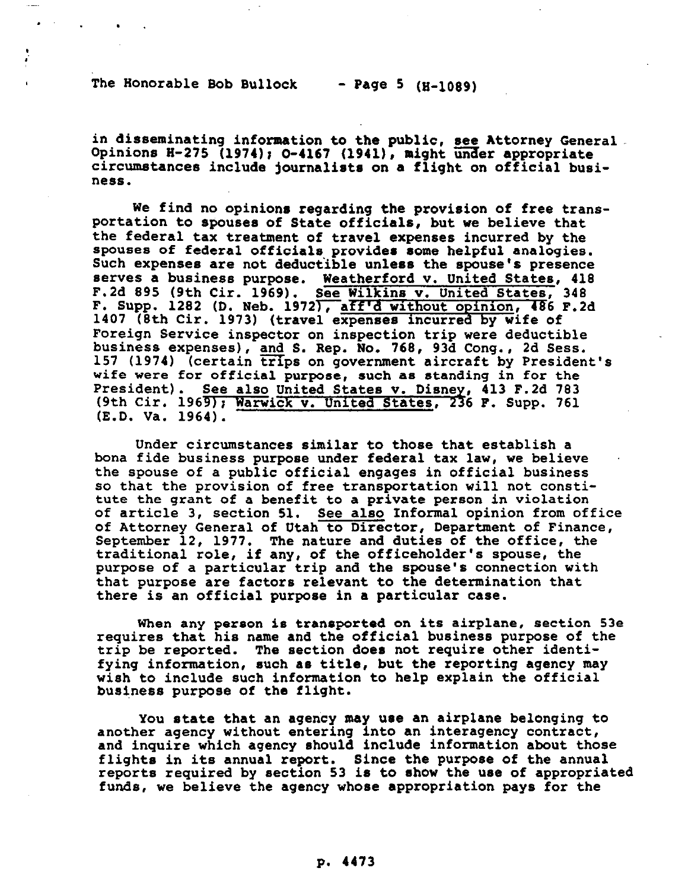in disseminating information to the public, see Attorney General Opinions H-275 (1974); O-4167 (1941), might under appropriate circumstances include journalists on a flight on official business.

We find no opinions regarding the provision of free transportation to spouses of State officials, but we believe that the federal tax treatment of travel expenses incurred by the spouses of federal officials provides some helpful analogies. Such expenses are not deductible unless the spouse's presence serves a business purpose. Weatherford v. United States, 418 F.2d 895 (9th Cir. 1969). See Wilkins v. United States, 348 F. Supp. 1282 (D. Neb. 1972), aff'd without opinion, 486 F.2d 1407 (8th Cir. 1973) (travel expenses incurred by wife of Foreign Service inspector on inspection trip were deductible business expenses), and S. Rep. No. 768, 93d Cong., 2d Sess. 157 (1974) (certain trips on government aircraft by President's wife were for official purpose, such as standing in for the President). See also United States v. Disney, 413 F.2d 783 (9th Cir. 1969); Warwick v. United States, 236 F. Supp. 761 (E.D. Va. 1964).

Under circumstances similar to those that establish a bona fide business purpose under federal tax law, we believe the spouse of a public official engages in official business so that the provision of free transportation will not constitute the grant of a benefit to a private person in violation of article 3, section 51. See also Informal opinion from office of Attorney General of Utah to Director, Department of Finance, September 12, 1977. The nature and duties of the office, the traditional role, if any, of the officeholder's spouse, the purpose of a particular trip and the spouse's connection with that purpose are factors relevant to the determination that there is an official purpose in a particular case.

When any person is transported on its airplane, section 53e requires that his name and the official business purpose of the trip be reported. The section does not require other identifying information, such as title, but the reporting agency may wish to include such information to help explain the official business purpose of the flight.

You state that an agency may use an airplane belonging to another agency without entering into an interagency contract, and inquire which agency should include information about those flights in its annual report. Since the purpose of the annual reports required by section 53 is to show the use of appropriated funds, we believe the agency whose appropriation pays for the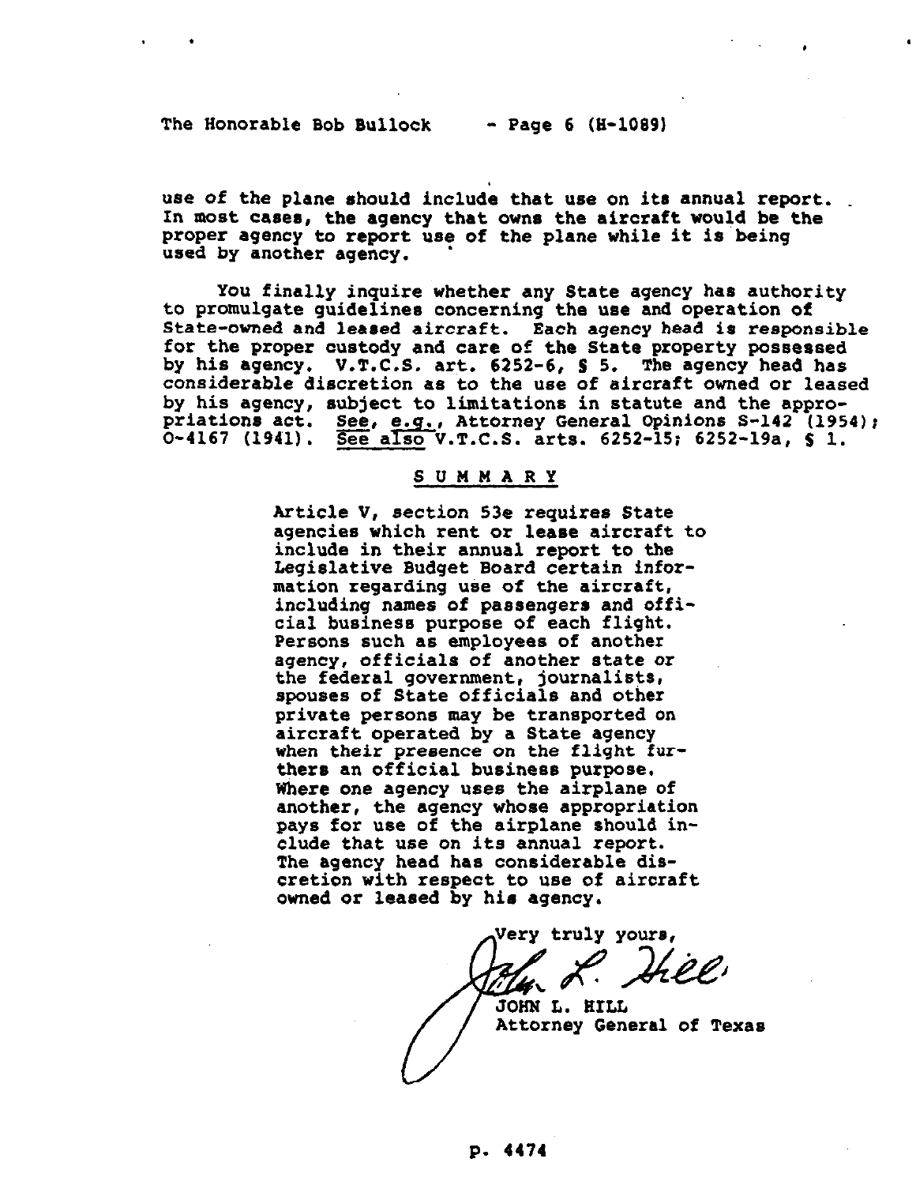use of the plane should include that use on its annual report. In most cases, the agency that owns the aircraft would be the proper agency to report use of the plane while it is being used by another agency.

You finally inquire whether any State agency has authority to promulgate guidelines concerning the use and operation of State-owned and leased aircraft. Each agency head is responsible for the proper custody and care of the State property possessed by his agency. V.T.C.S. art. 6252-6, § 5. The agency head has considerable discretion as to the use of aircraft owned or leased by his agency, subject to limitations in statute and the appropriations act. See, e.g., Attorney General Opinions S-142 (1954); O-4167 (1941). See also V.T.C.S. arts. 6252-15; 6252-19a, § 1.

## SUMMARY

Article V, section 53e requires State agencies which rent or lease aircraft to include in their annual report to the Legislative Budget Board certain information regarding use of the aircraft, including names of passengers and official business purpose of each flight. Persons such as employees of another agency, officials of another state or the federal government, journalists, spouses of State officials and other private persons may be transported on aircraft operated by a State agency when their presence on the flight furthers an official business purpose. Where one agency uses the airplane of another, the agency whose appropriation pays for use of the airplane should include that use on its annual report. The agency head has considerable discretion with respect to use of aircraft owned or leased by his agency.

Very truly yours,

JOHN L. HILL
Attorney General of Texas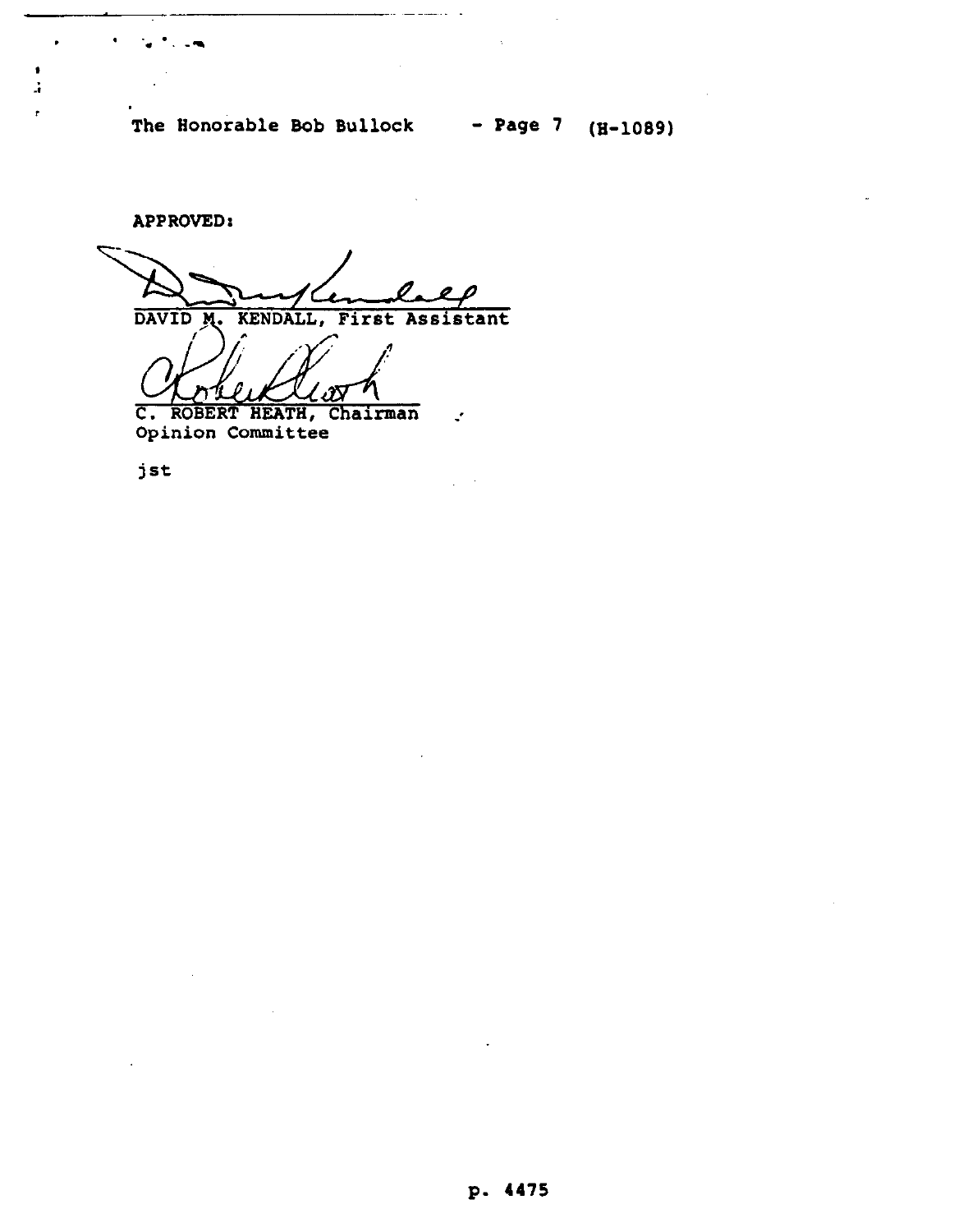APPROVED:

DAVID M. KENDALL, First Assistant

C. ROBERT HEATH, Chairman
Opinion Committee

jst